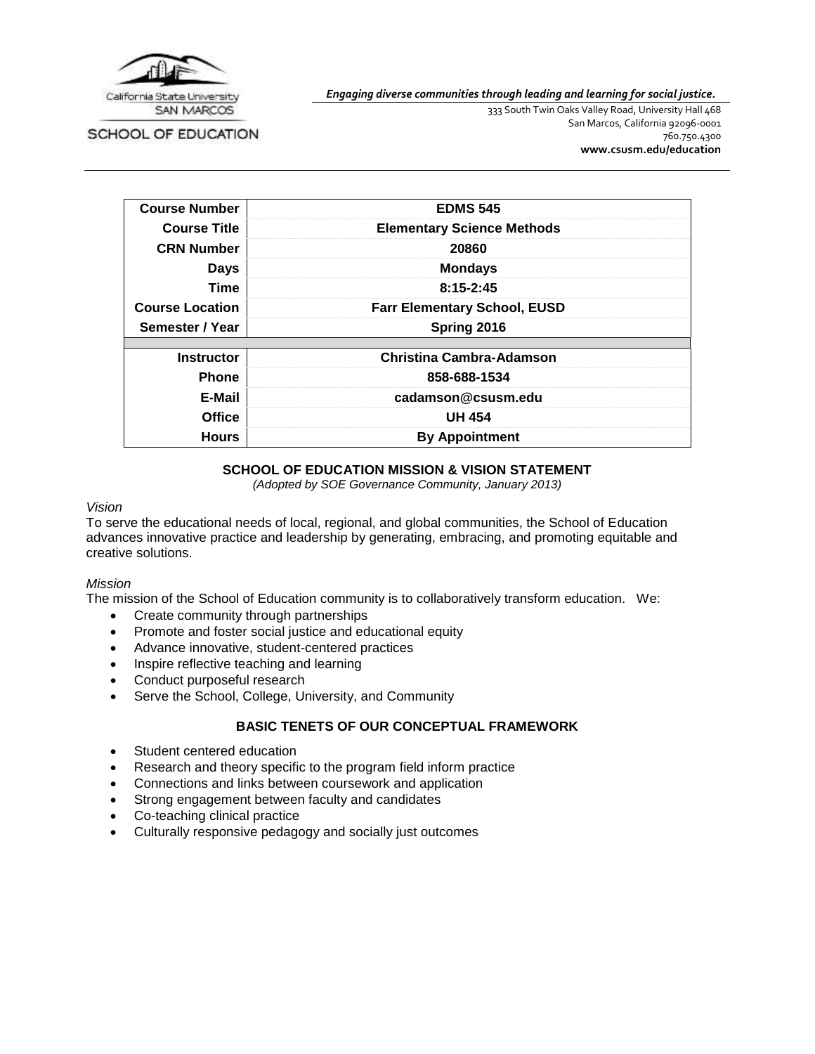California State University SAN MARCOS

SCHOOL OF EDUCATION

***Engaging diverse communities through leading and learning for social justice.***

333 South Twin Oaks Valley Road, University Hall 468
San Marcos, California 92096-0001
760.750.4300
**www.csusm.edu/education**

| | |
|---|---|
| **Course Number** | **EDMS 545** |
| **Course Title** | **Elementary Science Methods** |
| **CRN Number** | **20860** |
| **Days** | **Mondays** |
| **Time** | **8:15-2:45** |
| **Course Location** | **Farr Elementary School, EUSD** |
| **Semester / Year** | **Spring 2016** |
| | |
| **Instructor** | **Christina Cambra-Adamson** |
| **Phone** | **858-688-1534** |
| **E-Mail** | **cadamson@csusm.edu** |
| **Office** | **UH 454** |
| **Hours** | **By Appointment** |

## SCHOOL OF EDUCATION MISSION & VISION STATEMENT

*(Adopted by SOE Governance Community, January 2013)*

*Vision*

To serve the educational needs of local, regional, and global communities, the School of Education advances innovative practice and leadership by generating, embracing, and promoting equitable and creative solutions.

*Mission*

The mission of the School of Education community is to collaboratively transform education. We:

- Create community through partnerships
- Promote and foster social justice and educational equity
- Advance innovative, student-centered practices
- Inspire reflective teaching and learning
- Conduct purposeful research
- Serve the School, College, University, and Community

## BASIC TENETS OF OUR CONCEPTUAL FRAMEWORK

- Student centered education
- Research and theory specific to the program field inform practice
- Connections and links between coursework and application
- Strong engagement between faculty and candidates
- Co-teaching clinical practice
- Culturally responsive pedagogy and socially just outcomes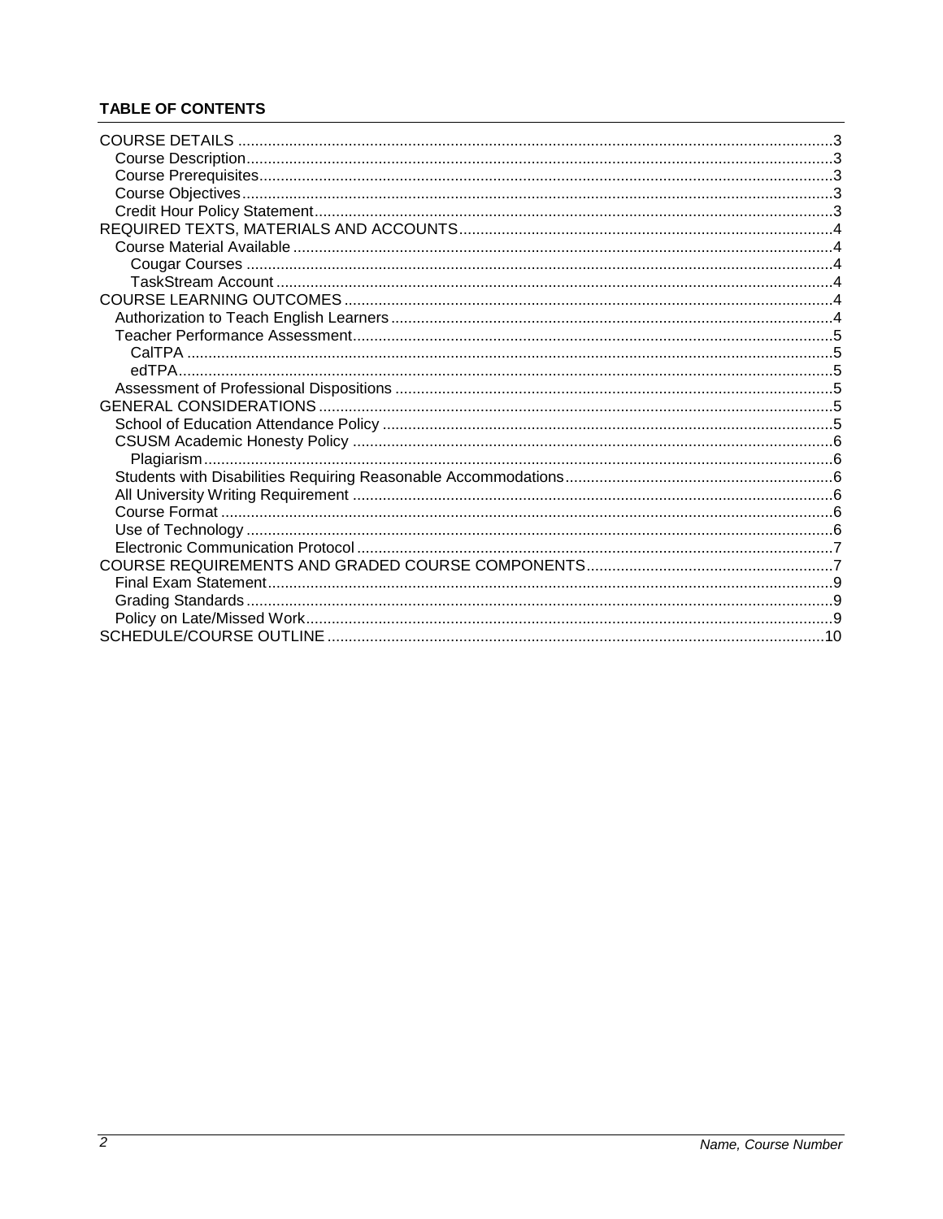**TABLE OF CONTENTS**

- COURSE DETAILS ........ 3
  - Course Description ........ 3
  - Course Prerequisites ........ 3
  - Course Objectives ........ 3
  - Credit Hour Policy Statement ........ 3
- REQUIRED TEXTS, MATERIALS AND ACCOUNTS ........ 4
  - Course Material Available ........ 4
    - Cougar Courses ........ 4
    - TaskStream Account ........ 4
- COURSE LEARNING OUTCOMES ........ 4
  - Authorization to Teach English Learners ........ 4
  - Teacher Performance Assessment ........ 5
    - CalTPA ........ 5
    - edTPA ........ 5
  - Assessment of Professional Dispositions ........ 5
- GENERAL CONSIDERATIONS ........ 5
  - School of Education Attendance Policy ........ 5
  - CSUSM Academic Honesty Policy ........ 6
    - Plagiarism ........ 6
  - Students with Disabilities Requiring Reasonable Accommodations ........ 6
  - All University Writing Requirement ........ 6
  - Course Format ........ 6
  - Use of Technology ........ 6
  - Electronic Communication Protocol ........ 7
- COURSE REQUIREMENTS AND GRADED COURSE COMPONENTS ........ 7
  - Final Exam Statement ........ 9
  - Grading Standards ........ 9
  - Policy on Late/Missed Work ........ 9
- SCHEDULE/COURSE OUTLINE ........ 10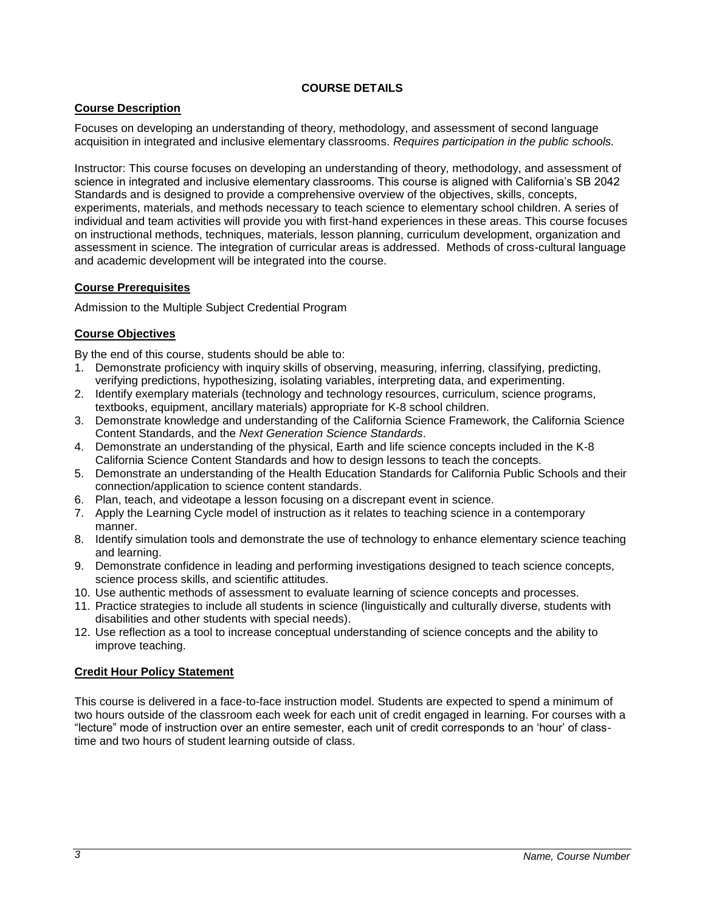## COURSE DETAILS

### Course Description

Focuses on developing an understanding of theory, methodology, and assessment of second language acquisition in integrated and inclusive elementary classrooms. *Requires participation in the public schools.*

Instructor: This course focuses on developing an understanding of theory, methodology, and assessment of science in integrated and inclusive elementary classrooms. This course is aligned with California's SB 2042 Standards and is designed to provide a comprehensive overview of the objectives, skills, concepts, experiments, materials, and methods necessary to teach science to elementary school children. A series of individual and team activities will provide you with first-hand experiences in these areas. This course focuses on instructional methods, techniques, materials, lesson planning, curriculum development, organization and assessment in science. The integration of curricular areas is addressed. Methods of cross-cultural language and academic development will be integrated into the course.

### Course Prerequisites

Admission to the Multiple Subject Credential Program

### Course Objectives

By the end of this course, students should be able to:

1. Demonstrate proficiency with inquiry skills of observing, measuring, inferring, classifying, predicting, verifying predictions, hypothesizing, isolating variables, interpreting data, and experimenting.
2. Identify exemplary materials (technology and technology resources, curriculum, science programs, textbooks, equipment, ancillary materials) appropriate for K-8 school children.
3. Demonstrate knowledge and understanding of the California Science Framework, the California Science Content Standards, and the *Next Generation Science Standards*.
4. Demonstrate an understanding of the physical, Earth and life science concepts included in the K-8 California Science Content Standards and how to design lessons to teach the concepts.
5. Demonstrate an understanding of the Health Education Standards for California Public Schools and their connection/application to science content standards.
6. Plan, teach, and videotape a lesson focusing on a discrepant event in science.
7. Apply the Learning Cycle model of instruction as it relates to teaching science in a contemporary manner.
8. Identify simulation tools and demonstrate the use of technology to enhance elementary science teaching and learning.
9. Demonstrate confidence in leading and performing investigations designed to teach science concepts, science process skills, and scientific attitudes.
10. Use authentic methods of assessment to evaluate learning of science concepts and processes.
11. Practice strategies to include all students in science (linguistically and culturally diverse, students with disabilities and other students with special needs).
12. Use reflection as a tool to increase conceptual understanding of science concepts and the ability to improve teaching.

### Credit Hour Policy Statement

This course is delivered in a face-to-face instruction model. Students are expected to spend a minimum of two hours outside of the classroom each week for each unit of credit engaged in learning. For courses with a "lecture" mode of instruction over an entire semester, each unit of credit corresponds to an 'hour' of class-time and two hours of student learning outside of class.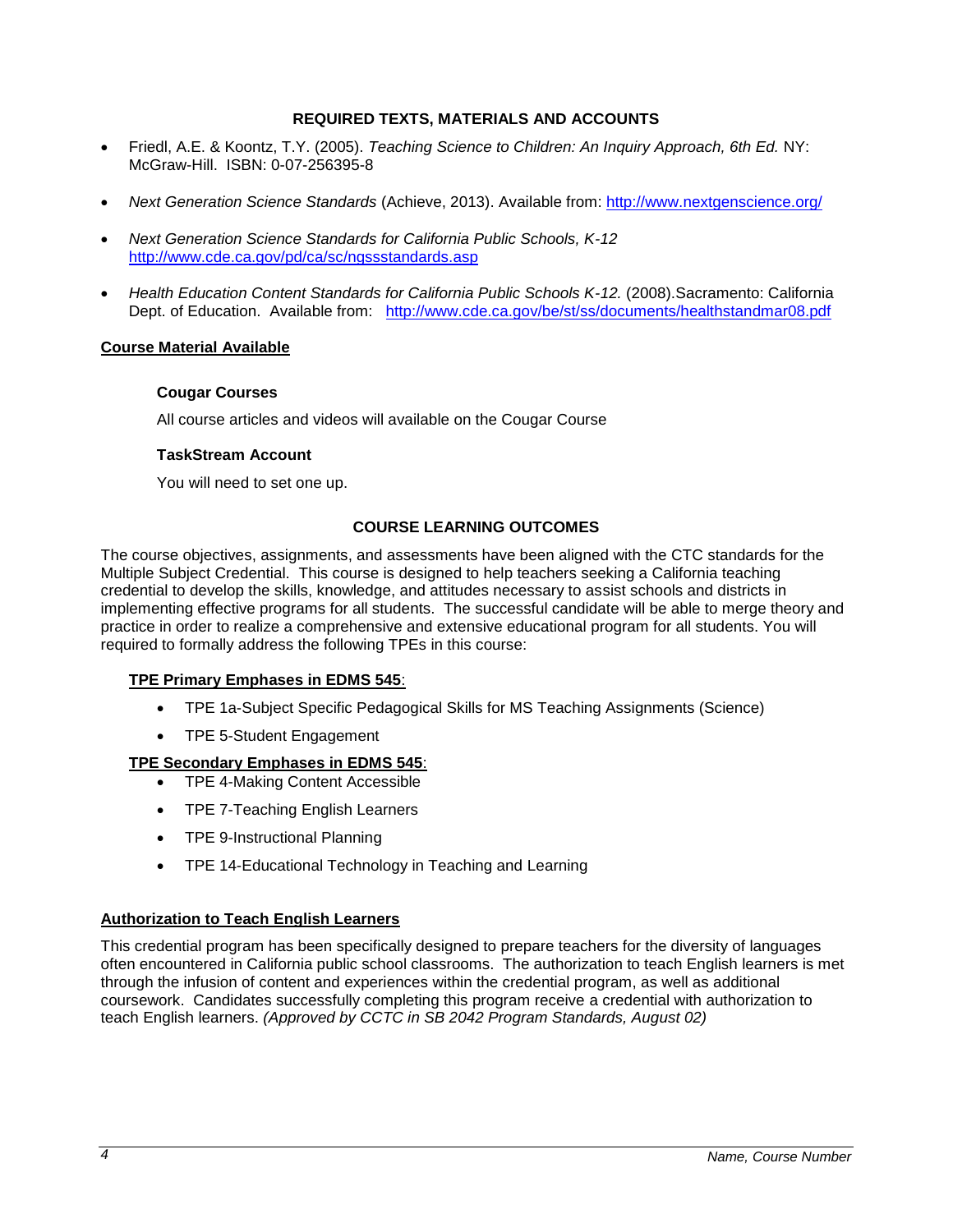## REQUIRED TEXTS, MATERIALS AND ACCOUNTS

- Friedl, A.E. & Koontz, T.Y. (2005). *Teaching Science to Children: An Inquiry Approach, 6th Ed.* NY: McGraw-Hill. ISBN: 0-07-256395-8
- *Next Generation Science Standards* (Achieve, 2013). Available from: http://www.nextgenscience.org/
- *Next Generation Science Standards for California Public Schools, K-12* http://www.cde.ca.gov/pd/ca/sc/ngssstandards.asp
- *Health Education Content Standards for California Public Schools K-12.* (2008).Sacramento: California Dept. of Education. Available from: http://www.cde.ca.gov/be/st/ss/documents/healthstandmar08.pdf

**Course Material Available**

**Cougar Courses**

All course articles and videos will available on the Cougar Course

**TaskStream Account**

You will need to set one up.

## COURSE LEARNING OUTCOMES

The course objectives, assignments, and assessments have been aligned with the CTC standards for the Multiple Subject Credential. This course is designed to help teachers seeking a California teaching credential to develop the skills, knowledge, and attitudes necessary to assist schools and districts in implementing effective programs for all students. The successful candidate will be able to merge theory and practice in order to realize a comprehensive and extensive educational program for all students. You will required to formally address the following TPEs in this course:

**TPE Primary Emphases in EDMS 545**:

- TPE 1a-Subject Specific Pedagogical Skills for MS Teaching Assignments (Science)
- TPE 5-Student Engagement

**TPE Secondary Emphases in EDMS 545**:

- TPE 4-Making Content Accessible
- TPE 7-Teaching English Learners
- TPE 9-Instructional Planning
- TPE 14-Educational Technology in Teaching and Learning

**Authorization to Teach English Learners**

This credential program has been specifically designed to prepare teachers for the diversity of languages often encountered in California public school classrooms. The authorization to teach English learners is met through the infusion of content and experiences within the credential program, as well as additional coursework. Candidates successfully completing this program receive a credential with authorization to teach English learners. *(Approved by CCTC in SB 2042 Program Standards, August 02)*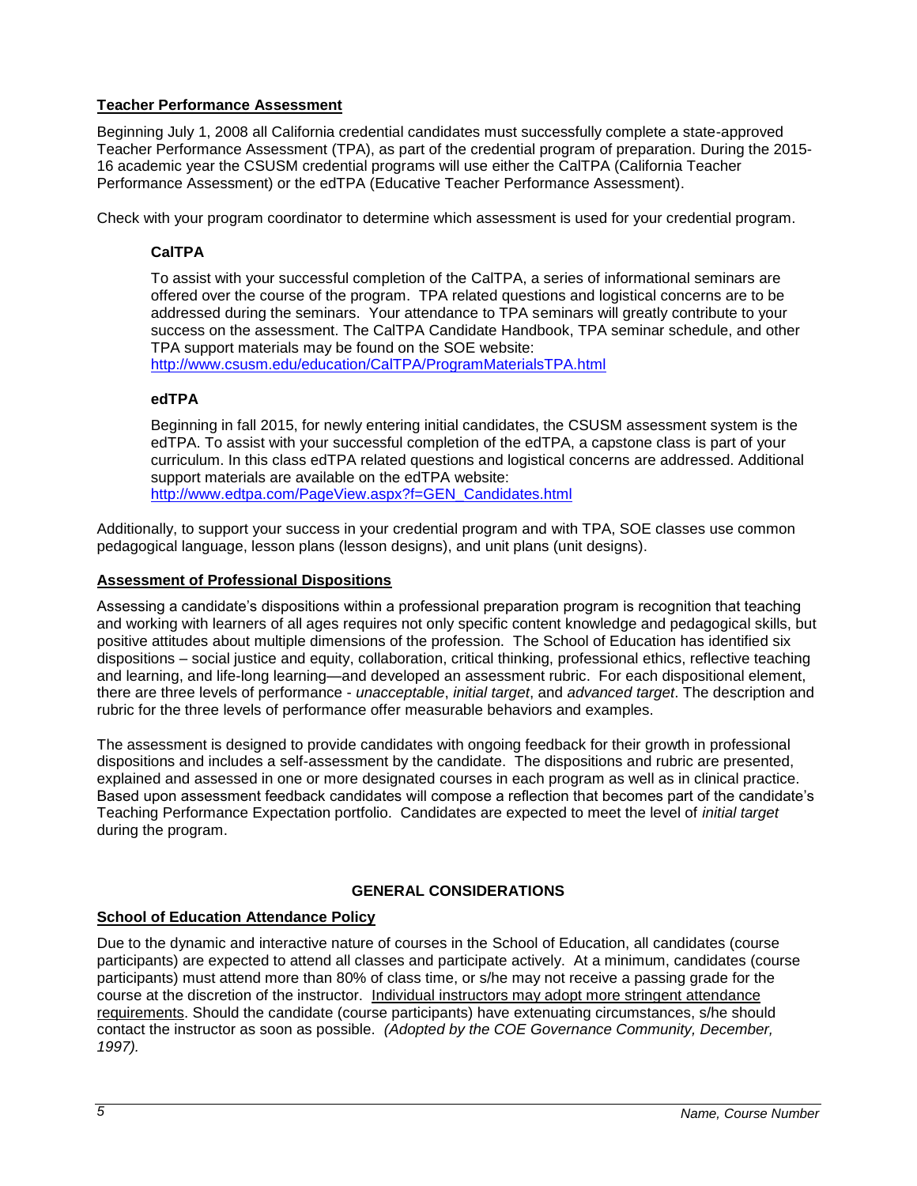## Teacher Performance Assessment

Beginning July 1, 2008 all California credential candidates must successfully complete a state-approved Teacher Performance Assessment (TPA), as part of the credential program of preparation. During the 2015-16 academic year the CSUSM credential programs will use either the CalTPA (California Teacher Performance Assessment) or the edTPA (Educative Teacher Performance Assessment).

Check with your program coordinator to determine which assessment is used for your credential program.

### CalTPA

To assist with your successful completion of the CalTPA, a series of informational seminars are offered over the course of the program. TPA related questions and logistical concerns are to be addressed during the seminars. Your attendance to TPA seminars will greatly contribute to your success on the assessment. The CalTPA Candidate Handbook, TPA seminar schedule, and other TPA support materials may be found on the SOE website: http://www.csusm.edu/education/CalTPA/ProgramMaterialsTPA.html

### edTPA

Beginning in fall 2015, for newly entering initial candidates, the CSUSM assessment system is the edTPA. To assist with your successful completion of the edTPA, a capstone class is part of your curriculum. In this class edTPA related questions and logistical concerns are addressed. Additional support materials are available on the edTPA website: http://www.edtpa.com/PageView.aspx?f=GEN_Candidates.html

Additionally, to support your success in your credential program and with TPA, SOE classes use common pedagogical language, lesson plans (lesson designs), and unit plans (unit designs).

## Assessment of Professional Dispositions

Assessing a candidate's dispositions within a professional preparation program is recognition that teaching and working with learners of all ages requires not only specific content knowledge and pedagogical skills, but positive attitudes about multiple dimensions of the profession. The School of Education has identified six dispositions – social justice and equity, collaboration, critical thinking, professional ethics, reflective teaching and learning, and life-long learning—and developed an assessment rubric. For each dispositional element, there are three levels of performance - *unacceptable*, *initial target*, and *advanced target*. The description and rubric for the three levels of performance offer measurable behaviors and examples.

The assessment is designed to provide candidates with ongoing feedback for their growth in professional dispositions and includes a self-assessment by the candidate. The dispositions and rubric are presented, explained and assessed in one or more designated courses in each program as well as in clinical practice. Based upon assessment feedback candidates will compose a reflection that becomes part of the candidate's Teaching Performance Expectation portfolio. Candidates are expected to meet the level of *initial target* during the program.

# GENERAL CONSIDERATIONS

## School of Education Attendance Policy

Due to the dynamic and interactive nature of courses in the School of Education, all candidates (course participants) are expected to attend all classes and participate actively. At a minimum, candidates (course participants) must attend more than 80% of class time, or s/he may not receive a passing grade for the course at the discretion of the instructor. Individual instructors may adopt more stringent attendance requirements. Should the candidate (course participants) have extenuating circumstances, s/he should contact the instructor as soon as possible. *(Adopted by the COE Governance Community, December, 1997).*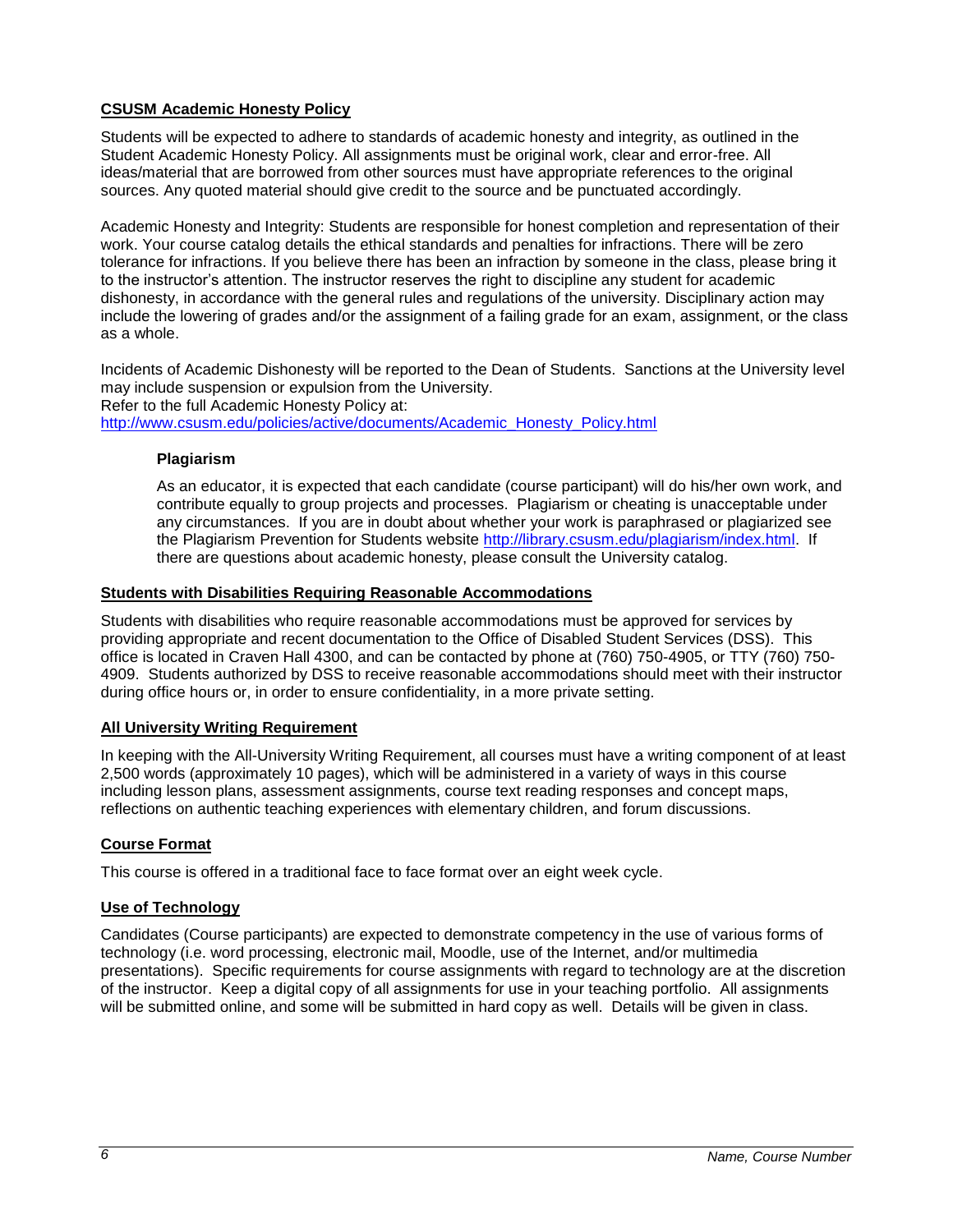## CSUSM Academic Honesty Policy

Students will be expected to adhere to standards of academic honesty and integrity, as outlined in the Student Academic Honesty Policy. All assignments must be original work, clear and error-free. All ideas/material that are borrowed from other sources must have appropriate references to the original sources. Any quoted material should give credit to the source and be punctuated accordingly.

Academic Honesty and Integrity: Students are responsible for honest completion and representation of their work. Your course catalog details the ethical standards and penalties for infractions. There will be zero tolerance for infractions. If you believe there has been an infraction by someone in the class, please bring it to the instructor's attention. The instructor reserves the right to discipline any student for academic dishonesty, in accordance with the general rules and regulations of the university. Disciplinary action may include the lowering of grades and/or the assignment of a failing grade for an exam, assignment, or the class as a whole.

Incidents of Academic Dishonesty will be reported to the Dean of Students. Sanctions at the University level may include suspension or expulsion from the University.
Refer to the full Academic Honesty Policy at:
http://www.csusm.edu/policies/active/documents/Academic_Honesty_Policy.html

### Plagiarism

As an educator, it is expected that each candidate (course participant) will do his/her own work, and contribute equally to group projects and processes. Plagiarism or cheating is unacceptable under any circumstances. If you are in doubt about whether your work is paraphrased or plagiarized see the Plagiarism Prevention for Students website http://library.csusm.edu/plagiarism/index.html. If there are questions about academic honesty, please consult the University catalog.

## Students with Disabilities Requiring Reasonable Accommodations

Students with disabilities who require reasonable accommodations must be approved for services by providing appropriate and recent documentation to the Office of Disabled Student Services (DSS). This office is located in Craven Hall 4300, and can be contacted by phone at (760) 750-4905, or TTY (760) 750-4909. Students authorized by DSS to receive reasonable accommodations should meet with their instructor during office hours or, in order to ensure confidentiality, in a more private setting.

## All University Writing Requirement

In keeping with the All-University Writing Requirement, all courses must have a writing component of at least 2,500 words (approximately 10 pages), which will be administered in a variety of ways in this course including lesson plans, assessment assignments, course text reading responses and concept maps, reflections on authentic teaching experiences with elementary children, and forum discussions.

## Course Format

This course is offered in a traditional face to face format over an eight week cycle.

## Use of Technology

Candidates (Course participants) are expected to demonstrate competency in the use of various forms of technology (i.e. word processing, electronic mail, Moodle, use of the Internet, and/or multimedia presentations). Specific requirements for course assignments with regard to technology are at the discretion of the instructor. Keep a digital copy of all assignments for use in your teaching portfolio. All assignments will be submitted online, and some will be submitted in hard copy as well. Details will be given in class.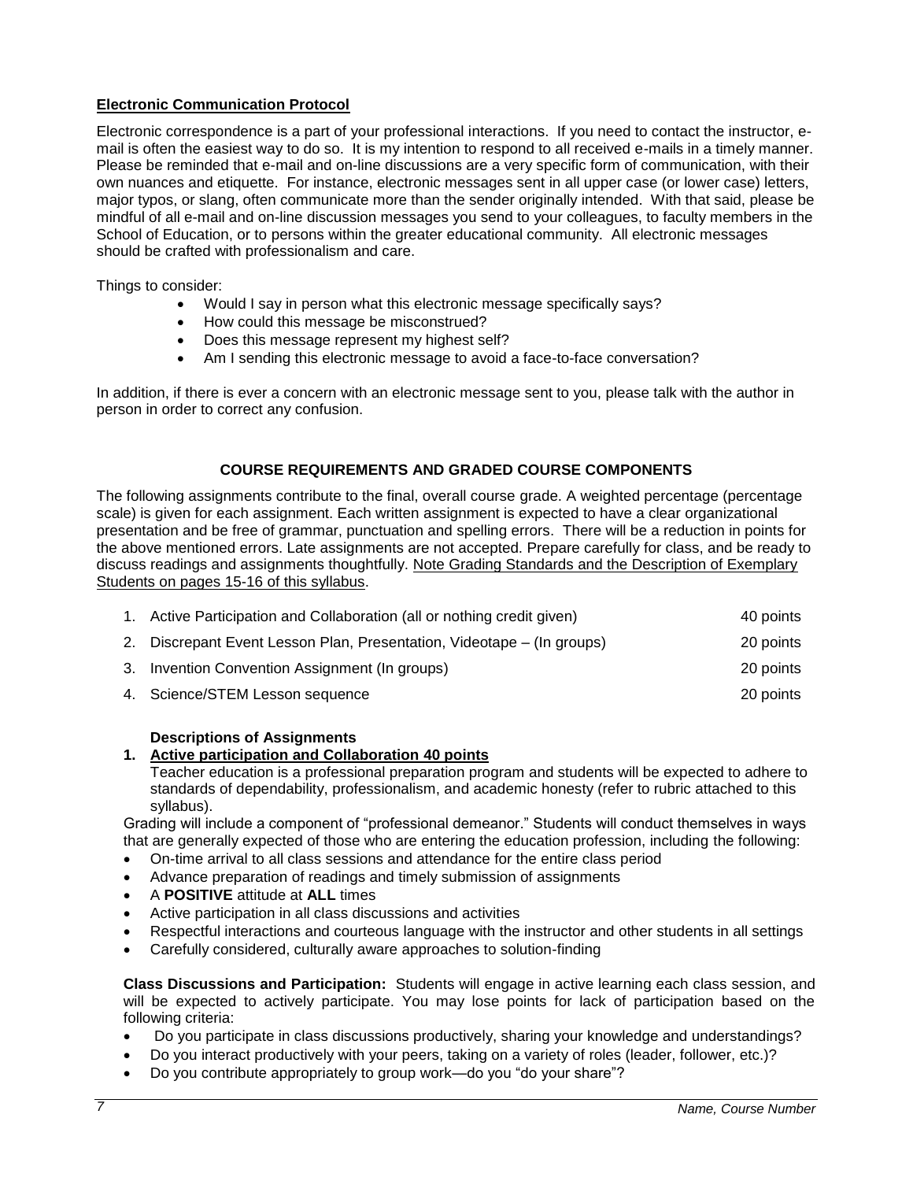**Electronic Communication Protocol**

Electronic correspondence is a part of your professional interactions. If you need to contact the instructor, e-mail is often the easiest way to do so. It is my intention to respond to all received e-mails in a timely manner. Please be reminded that e-mail and on-line discussions are a very specific form of communication, with their own nuances and etiquette. For instance, electronic messages sent in all upper case (or lower case) letters, major typos, or slang, often communicate more than the sender originally intended. With that said, please be mindful of all e-mail and on-line discussion messages you send to your colleagues, to faculty members in the School of Education, or to persons within the greater educational community. All electronic messages should be crafted with professionalism and care.

Things to consider:

- Would I say in person what this electronic message specifically says?
- How could this message be misconstrued?
- Does this message represent my highest self?
- Am I sending this electronic message to avoid a face-to-face conversation?

In addition, if there is ever a concern with an electronic message sent to you, please talk with the author in person in order to correct any confusion.

## COURSE REQUIREMENTS AND GRADED COURSE COMPONENTS

The following assignments contribute to the final, overall course grade. A weighted percentage (percentage scale) is given for each assignment. Each written assignment is expected to have a clear organizational presentation and be free of grammar, punctuation and spelling errors. There will be a reduction in points for the above mentioned errors. Late assignments are not accepted. Prepare carefully for class, and be ready to discuss readings and assignments thoughtfully. Note Grading Standards and the Description of Exemplary Students on pages 15-16 of this syllabus.

| | |
|---|---|
| 1. Active Participation and Collaboration (all or nothing credit given) | 40 points |
| 2. Discrepant Event Lesson Plan, Presentation, Videotape – (In groups) | 20 points |
| 3. Invention Convention Assignment (In groups) | 20 points |
| 4. Science/STEM Lesson sequence | 20 points |

**Descriptions of Assignments**

1. **Active participation and Collaboration 40 points**

   Teacher education is a professional preparation program and students will be expected to adhere to standards of dependability, professionalism, and academic honesty (refer to rubric attached to this syllabus).

Grading will include a component of "professional demeanor." Students will conduct themselves in ways that are generally expected of those who are entering the education profession, including the following:

- On-time arrival to all class sessions and attendance for the entire class period
- Advance preparation of readings and timely submission of assignments
- A **POSITIVE** attitude at **ALL** times
- Active participation in all class discussions and activities
- Respectful interactions and courteous language with the instructor and other students in all settings
- Carefully considered, culturally aware approaches to solution-finding

**Class Discussions and Participation:** Students will engage in active learning each class session, and will be expected to actively participate. You may lose points for lack of participation based on the following criteria:

- Do you participate in class discussions productively, sharing your knowledge and understandings?
- Do you interact productively with your peers, taking on a variety of roles (leader, follower, etc.)?
- Do you contribute appropriately to group work—do you "do your share"?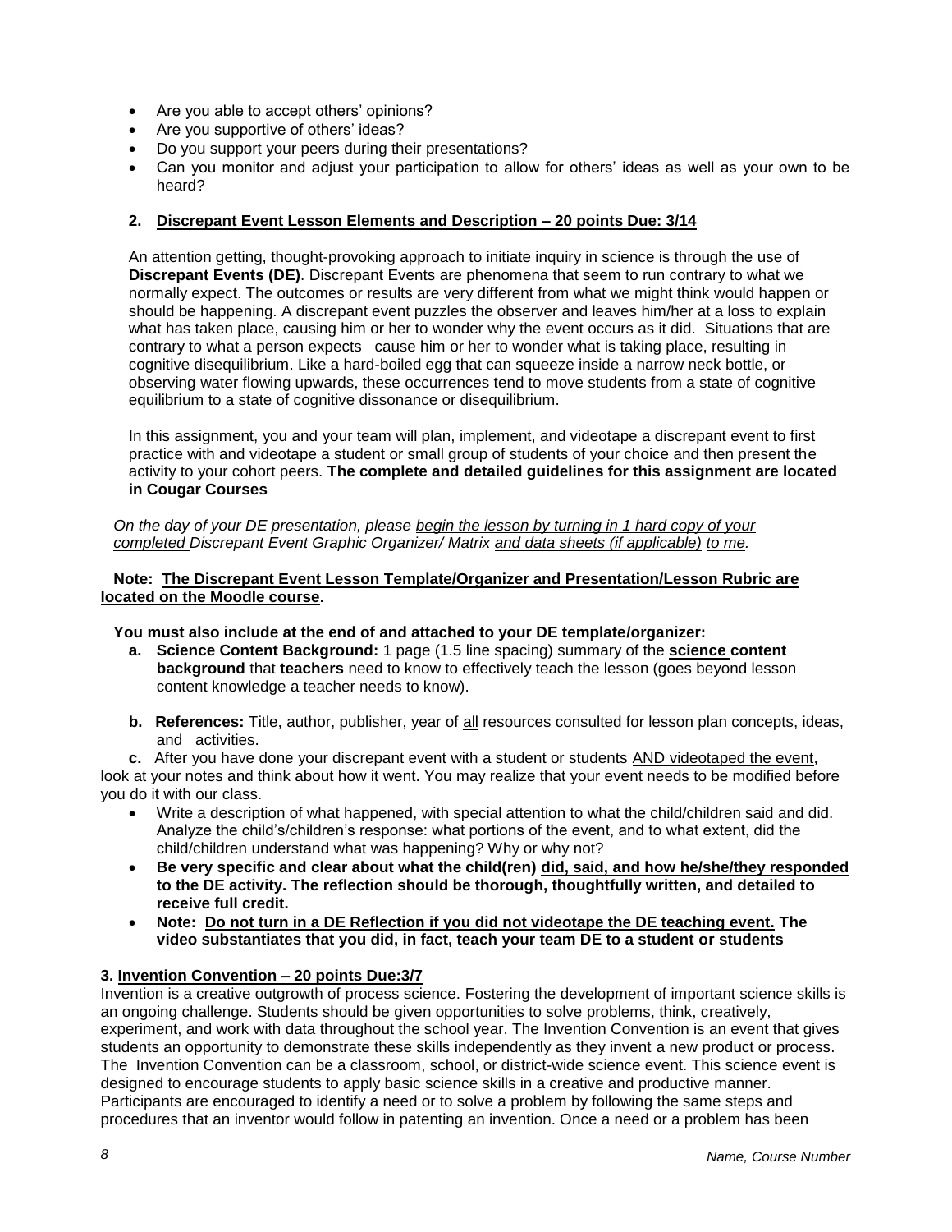- Are you able to accept others' opinions?
- Are you supportive of others' ideas?
- Do you support your peers during their presentations?
- Can you monitor and adjust your participation to allow for others' ideas as well as your own to be heard?

**2. Discrepant Event Lesson Elements and Description – 20 points Due: 3/14**

An attention getting, thought-provoking approach to initiate inquiry in science is through the use of **Discrepant Events (DE)**. Discrepant Events are phenomena that seem to run contrary to what we normally expect. The outcomes or results are very different from what we might think would happen or should be happening. A discrepant event puzzles the observer and leaves him/her at a loss to explain what has taken place, causing him or her to wonder why the event occurs as it did. Situations that are contrary to what a person expects cause him or her to wonder what is taking place, resulting in cognitive disequilibrium. Like a hard-boiled egg that can squeeze inside a narrow neck bottle, or observing water flowing upwards, these occurrences tend to move students from a state of cognitive equilibrium to a state of cognitive dissonance or disequilibrium.

In this assignment, you and your team will plan, implement, and videotape a discrepant event to first practice with and videotape a student or small group of students of your choice and then present the activity to your cohort peers. **The complete and detailed guidelines for this assignment are located in Cougar Courses**

*On the day of your DE presentation, please begin the lesson by turning in 1 hard copy of your completed Discrepant Event Graphic Organizer/ Matrix and data sheets (if applicable) to me.*

**Note: The Discrepant Event Lesson Template/Organizer and Presentation/Lesson Rubric are located on the Moodle course.**

**You must also include at the end of and attached to your DE template/organizer:**

- **a. Science Content Background:** 1 page (1.5 line spacing) summary of the **science content background** that **teachers** need to know to effectively teach the lesson (goes beyond lesson content knowledge a teacher needs to know).
- **b. References:** Title, author, publisher, year of all resources consulted for lesson plan concepts, ideas, and activities.
- **c.** After you have done your discrepant event with a student or students AND videotaped the event, look at your notes and think about how it went. You may realize that your event needs to be modified before you do it with our class.
  - Write a description of what happened, with special attention to what the child/children said and did. Analyze the child's/children's response: what portions of the event, and to what extent, did the child/children understand what was happening? Why or why not?
  - **Be very specific and clear about what the child(ren) did, said, and how he/she/they responded to the DE activity. The reflection should be thorough, thoughtfully written, and detailed to receive full credit.**
  - **Note: Do not turn in a DE Reflection if you did not videotape the DE teaching event. The video substantiates that you did, in fact, teach your team DE to a student or students**

**3. Invention Convention – 20 points Due:3/7**

Invention is a creative outgrowth of process science. Fostering the development of important science skills is an ongoing challenge. Students should be given opportunities to solve problems, think, creatively, experiment, and work with data throughout the school year. The Invention Convention is an event that gives students an opportunity to demonstrate these skills independently as they invent a new product or process. The Invention Convention can be a classroom, school, or district-wide science event. This science event is designed to encourage students to apply basic science skills in a creative and productive manner. Participants are encouraged to identify a need or to solve a problem by following the same steps and procedures that an inventor would follow in patenting an invention. Once a need or a problem has been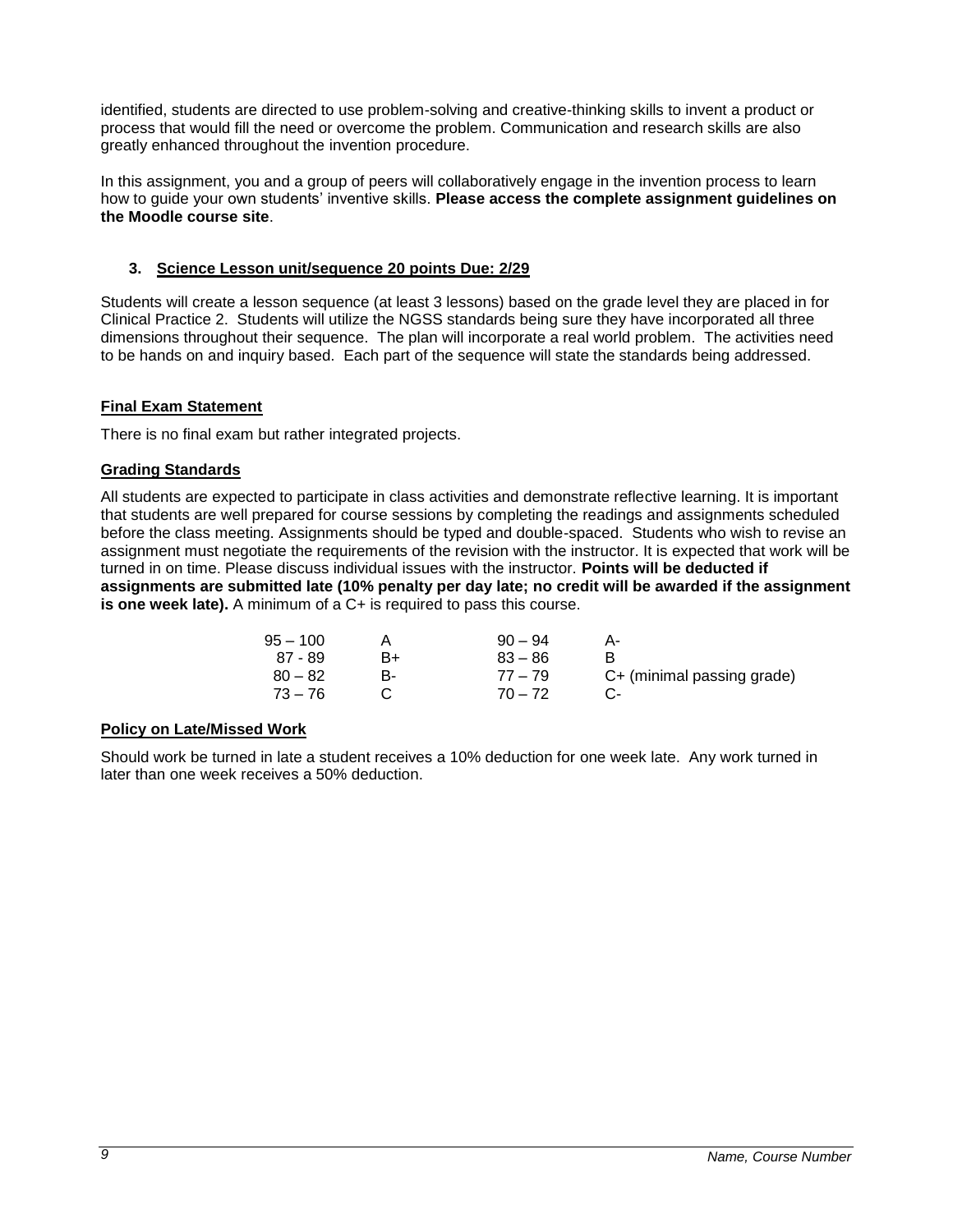identified, students are directed to use problem-solving and creative-thinking skills to invent a product or process that would fill the need or overcome the problem. Communication and research skills are also greatly enhanced throughout the invention procedure.

In this assignment, you and a group of peers will collaboratively engage in the invention process to learn how to guide your own students' inventive skills. **Please access the complete assignment guidelines on the Moodle course site**.

3. **Science Lesson unit/sequence 20 points Due: 2/29**

Students will create a lesson sequence (at least 3 lessons) based on the grade level they are placed in for Clinical Practice 2. Students will utilize the NGSS standards being sure they have incorporated all three dimensions throughout their sequence. The plan will incorporate a real world problem. The activities need to be hands on and inquiry based. Each part of the sequence will state the standards being addressed.

### Final Exam Statement

There is no final exam but rather integrated projects.

### Grading Standards

All students are expected to participate in class activities and demonstrate reflective learning. It is important that students are well prepared for course sessions by completing the readings and assignments scheduled before the class meeting. Assignments should be typed and double-spaced. Students who wish to revise an assignment must negotiate the requirements of the revision with the instructor. It is expected that work will be turned in on time. Please discuss individual issues with the instructor. **Points will be deducted if assignments are submitted late (10% penalty per day late; no credit will be awarded if the assignment is one week late).** A minimum of a C+ is required to pass this course.

| | | | |
|---|---|---|---|
| 95 – 100 | A | 90 – 94 | A- |
| 87 - 89 | B+ | 83 – 86 | B |
| 80 – 82 | B- | 77 – 79 | C+ (minimal passing grade) |
| 73 – 76 | C | 70 – 72 | C- |

### Policy on Late/Missed Work

Should work be turned in late a student receives a 10% deduction for one week late. Any work turned in later than one week receives a 50% deduction.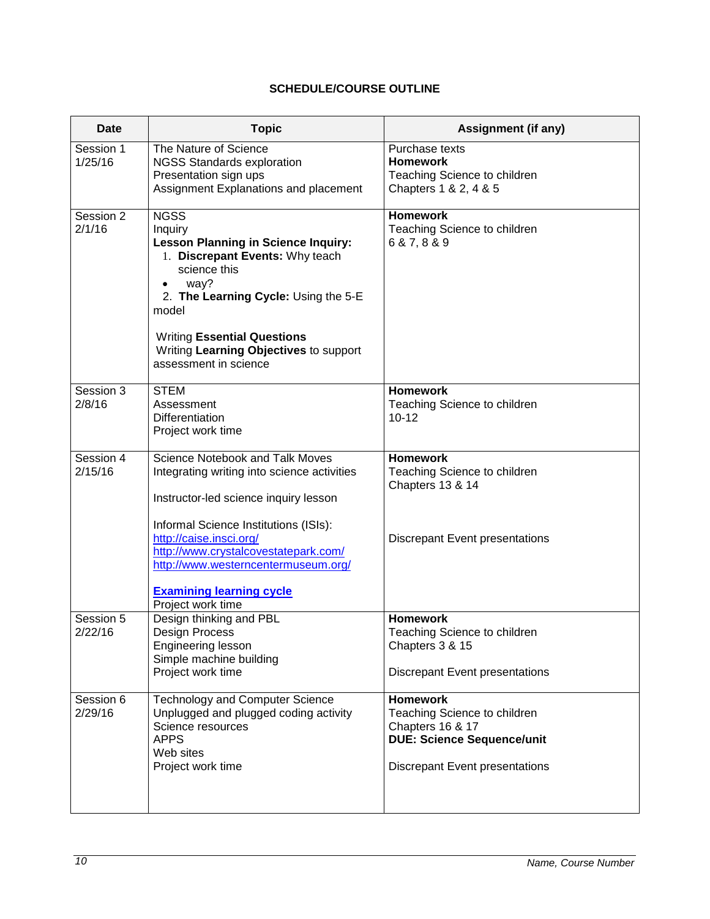**SCHEDULE/COURSE OUTLINE**

| Date | Topic | Assignment (if any) |
|---|---|---|
| Session 1<br>1/25/16 | The Nature of Science<br>NGSS Standards exploration<br>Presentation sign ups<br>Assignment Explanations and placement | Purchase texts<br>**Homework**<br>Teaching Science to children<br>Chapters 1 & 2, 4 & 5 |
| Session 2<br>2/1/16 | NGSS<br>Inquiry<br>**Lesson Planning in Science Inquiry:**<br>1. **Discrepant Events:** Why teach science this<br>• way?<br>2. **The Learning Cycle:** Using the 5-E model<br><br>Writing **Essential Questions**<br>Writing **Learning Objectives** to support assessment in science | **Homework**<br>Teaching Science to children<br>6 & 7, 8 & 9 |
| Session 3<br>2/8/16 | STEM<br>Assessment<br>Differentiation<br>Project work time | **Homework**<br>Teaching Science to children<br>10-12 |
| Session 4<br>2/15/16 | Science Notebook and Talk Moves<br>Integrating writing into science activities<br><br>Instructor-led science inquiry lesson<br><br>Informal Science Institutions (ISIs):<br>[http://caise.insci.org/](http://caise.insci.org/)<br>[http://www.crystalcovestatepark.com/](http://www.crystalcovestatepark.com/)<br>[http://www.westerncentermuseum.org/](http://www.westerncentermuseum.org/)<br><br>**Examining learning cycle**<br>Project work time | **Homework**<br>Teaching Science to children<br>Chapters 13 & 14<br><br><br>Discrepant Event presentations |
| Session 5<br>2/22/16 | Design thinking and PBL<br>Design Process<br>Engineering lesson<br>Simple machine building<br>Project work time | **Homework**<br>Teaching Science to children<br>Chapters 3 & 15<br><br>Discrepant Event presentations |
| Session 6<br>2/29/16 | Technology and Computer Science<br>Unplugged and plugged coding activity<br>Science resources<br>APPS<br>Web sites<br>Project work time | **Homework**<br>Teaching Science to children<br>Chapters 16 & 17<br>**DUE: Science Sequence/unit**<br><br>Discrepant Event presentations |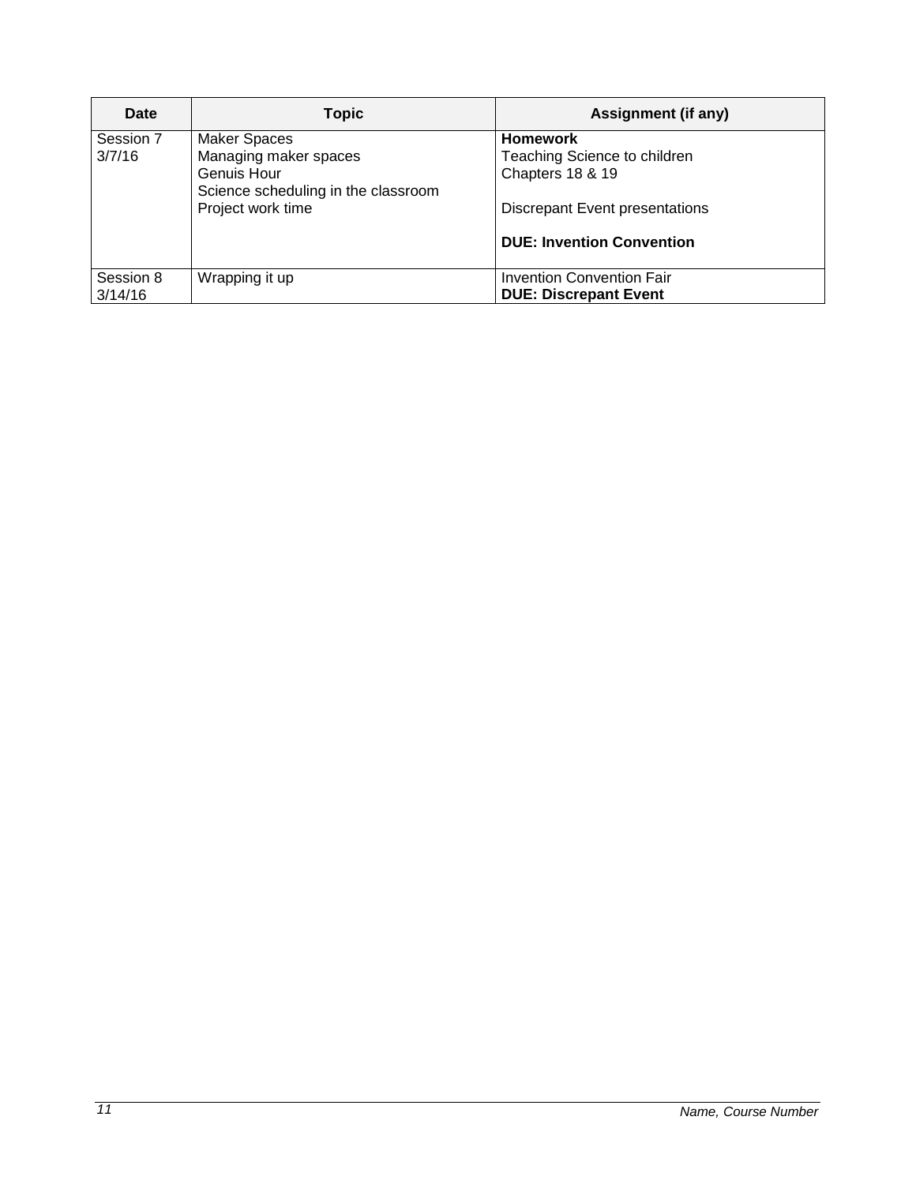| Date | Topic | Assignment (if any) |
| --- | --- | --- |
| Session 7 3/7/16 | Maker Spaces<br>Managing maker spaces<br>Genuis Hour<br>Science scheduling in the classroom<br>Project work time | **Homework**<br>Teaching Science to children<br>Chapters 18 & 19<br><br>Discrepant Event presentations<br><br>**DUE: Invention Convention** |
| Session 8 3/14/16 | Wrapping it up | Invention Convention Fair<br>**DUE: Discrepant Event** |